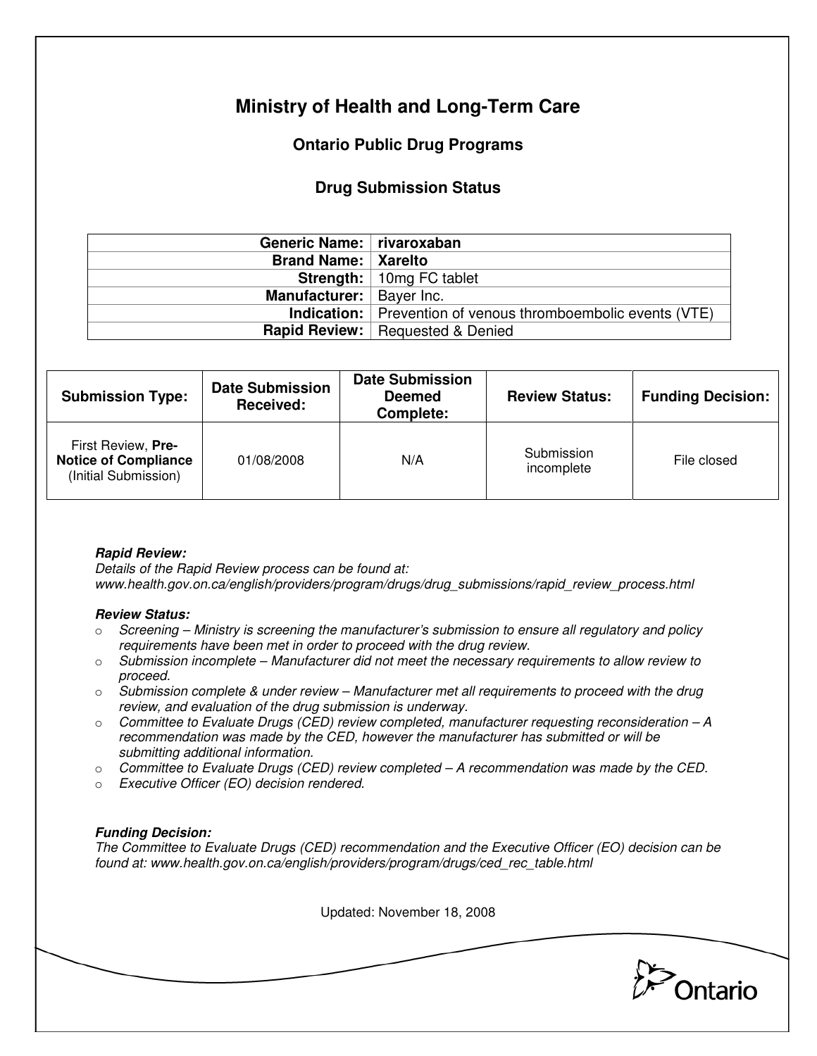# Ministry of Health and Long-Term Care

## Ontario Public Drug Programs

### Drug Submission Status

| | |
|---:|---|
| **Generic Name:** | **rivaroxaban** |
| **Brand Name:** | **Xarelto** |
| **Strength:** | 10mg FC tablet |
| **Manufacturer:** | Bayer Inc. |
| **Indication:** | Prevention of venous thromboembolic events (VTE) |
| **Rapid Review:** | Requested & Denied |

| Submission Type: | Date Submission Received: | Date Submission Deemed Complete: | Review Status: | Funding Decision: |
|---|---|---|---|---|
| First Review, **Pre-Notice of Compliance** (Initial Submission) | 01/08/2008 | N/A | Submission incomplete | File closed |

***Rapid Review:***
*Details of the Rapid Review process can be found at:*
*www.health.gov.on.ca/english/providers/program/drugs/drug_submissions/rapid_review_process.html*

***Review Status:***

- *Screening – Ministry is screening the manufacturer's submission to ensure all regulatory and policy requirements have been met in order to proceed with the drug review.*
- *Submission incomplete – Manufacturer did not meet the necessary requirements to allow review to proceed.*
- *Submission complete & under review – Manufacturer met all requirements to proceed with the drug review, and evaluation of the drug submission is underway.*
- *Committee to Evaluate Drugs (CED) review completed, manufacturer requesting reconsideration – A recommendation was made by the CED, however the manufacturer has submitted or will be submitting additional information.*
- *Committee to Evaluate Drugs (CED) review completed – A recommendation was made by the CED.*
- *Executive Officer (EO) decision rendered.*

***Funding Decision:***
*The Committee to Evaluate Drugs (CED) recommendation and the Executive Officer (EO) decision can be found at: www.health.gov.on.ca/english/providers/program/drugs/ced_rec_table.html*

Updated: November 18, 2008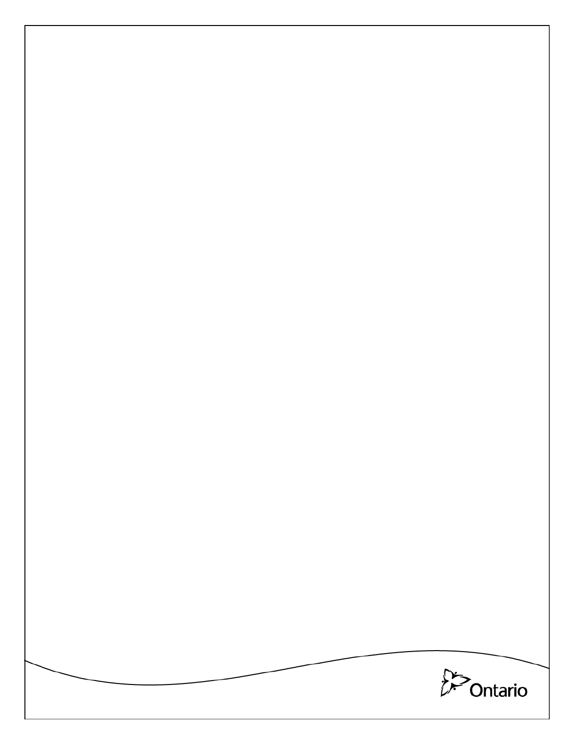Ontario